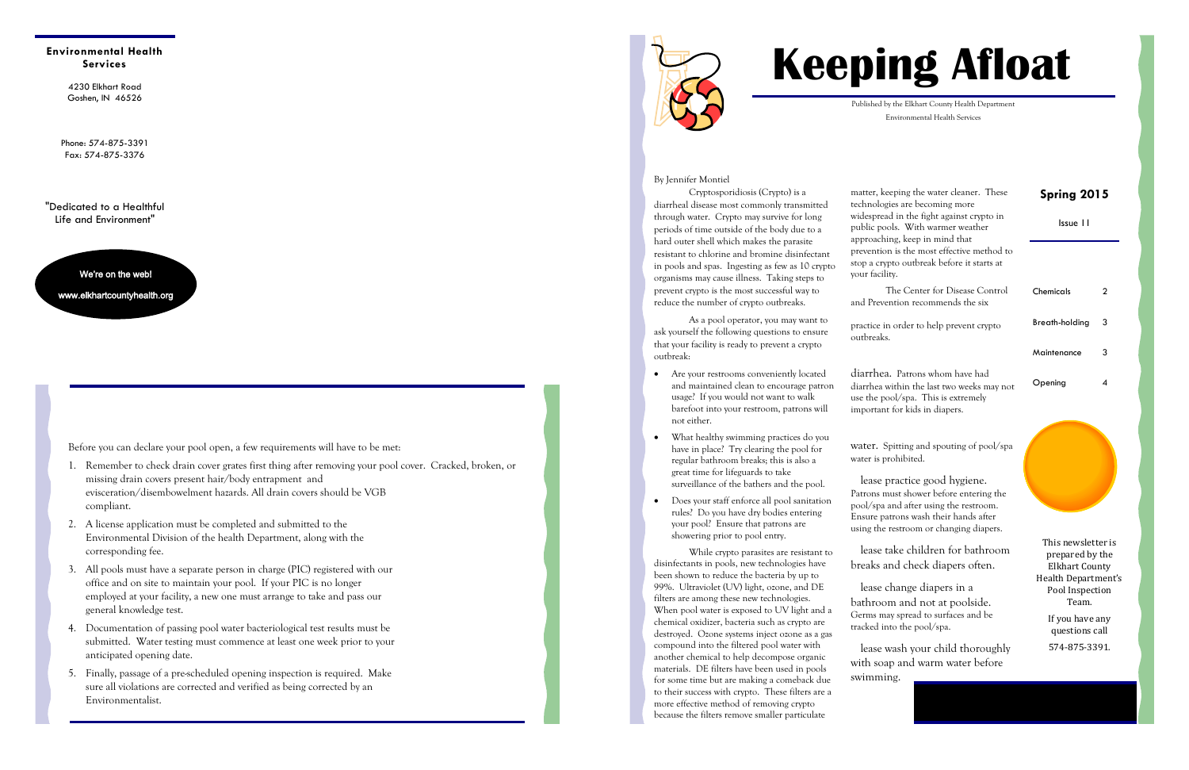**Environmental Health Services**

4230 Elkhart Road
Goshen, IN 46526

Phone: 574-875-3391
Fax: 574-875-3376

"Dedicated to a Healthful Life and Environment"

We're on the web!

www.elkhartcountyhealth.org

Before you can declare your pool open, a few requirements will have to be met:

1. Remember to check drain cover grates first thing after removing your pool cover. Cracked, broken, or missing drain covers present hair/body entrapment and evisceration/disembowelment hazards. All drain covers should be VGB compliant.
2. A license application must be completed and submitted to the Environmental Division of the health Department, along with the corresponding fee.
3. All pools must have a separate person in charge (PIC) registered with our office and on site to maintain your pool. If your PIC is no longer employed at your facility, a new one must arrange to take and pass our general knowledge test.
4. Documentation of passing pool water bacteriological test results must be submitted. Water testing must commence at least one week prior to your anticipated opening date.
5. Finally, passage of a pre-scheduled opening inspection is required. Make sure all violations are corrected and verified as being corrected by an Environmentalist.

# Keeping Afloat

Published by the Elkhart County Health Department

Environmental Health Services

**Spring 2015**

Issue 11

| | |
|---|---|
| Chemicals | 2 |
| Breath-holding | 3 |
| Maintenance | 3 |
| Opening | 4 |

By Jennifer Montiel

Cryptosporidiosis (Crypto) is a diarrheal disease most commonly transmitted through water. Crypto may survive for long periods of time outside of the body due to a hard outer shell which makes the parasite resistant to chlorine and bromine disinfectant in pools and spas. Ingesting as few as 10 crypto organisms may cause illness. Taking steps to prevent crypto is the most successful way to reduce the number of crypto outbreaks.

As a pool operator, you may want to ask yourself the following questions to ensure that your facility is ready to prevent a crypto outbreak:

- Are your restrooms conveniently located and maintained clean to encourage patron usage? If you would not want to walk barefoot into your restroom, patrons will not either.
- What healthy swimming practices do you have in place? Try clearing the pool for regular bathroom breaks; this is also a great time for lifeguards to take surveillance of the bathers and the pool.
- Does your staff enforce all pool sanitation rules? Do you have dry bodies entering your pool? Ensure that patrons are showering prior to pool entry.

While crypto parasites are resistant to disinfectants in pools, new technologies have been shown to reduce the bacteria by up to 99%. Ultraviolet (UV) light, ozone, and DE filters are among these new technologies. When pool water is exposed to UV light and a chemical oxidizer, bacteria such as crypto are destroyed. Ozone systems inject ozone as a gas compound into the filtered pool water with another chemical to help decompose organic materials. DE filters have been used in pools for some time but are making a comeback due to their success with crypto. These filters are a more effective method of removing crypto because the filters remove smaller particulate matter, keeping the water cleaner. These technologies are becoming more widespread in the fight against crypto in public pools. With warmer weather approaching, keep in mind that prevention is the most effective method to stop a crypto outbreak before it starts at your facility.

The Center for Disease Control and Prevention recommends the six practice in order to help prevent crypto outbreaks.

diarrhea. Patrons whom have had diarrhea within the last two weeks may not use the pool/spa. This is extremely important for kids in diapers.

water. Spitting and spouting of pool/spa water is prohibited.

lease practice good hygiene. Patrons must shower before entering the pool/spa and after using the restroom. Ensure patrons wash their hands after using the restroom or changing diapers.

lease take children for bathroom breaks and check diapers often.

lease change diapers in a bathroom and not at poolside. Germs may spread to surfaces and be tracked into the pool/spa.

lease wash your child thoroughly with soap and warm water before swimming.

This newsletter is prepared by the Elkhart County Health Department's Pool Inspection Team.

If you have any questions call 574-875-3391.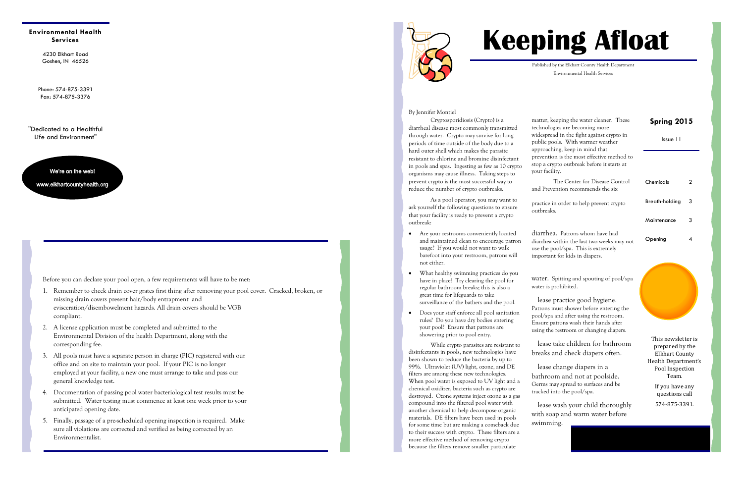## Environmental Health Services

4230 Elkhart Road
Goshen, IN 46526

Phone: 574-875-3391
Fax: 574-875-3376

"Dedicated to a Healthful Life and Environment"

We're on the web!
www.elkhartcountyhealth.org

Before you can declare your pool open, a few requirements will have to be met:

1. Remember to check drain cover grates first thing after removing your pool cover. Cracked, broken, or missing drain covers present hair/body entrapment and evisceration/disembowelment hazards. All drain covers should be VGB compliant.
2. A license application must be completed and submitted to the Environmental Division of the health Department, along with the corresponding fee.
3. All pools must have a separate person in charge (PIC) registered with our office and on site to maintain your pool. If your PIC is no longer employed at your facility, a new one must arrange to take and pass our general knowledge test.
4. Documentation of passing pool water bacteriological test results must be submitted. Water testing must commence at least one week prior to your anticipated opening date.
5. Finally, passage of a pre-scheduled opening inspection is required. Make sure all violations are corrected and verified as being corrected by an Environmentalist.

# Keeping Afloat

Published by the Elkhart County Health Department
Environmental Health Services

**Spring 2015**

Issue 11

| | |
|---|---|
| Chemicals | 2 |
| Breath-holding | 3 |
| Maintenance | 3 |
| Opening | 4 |

By Jennifer Montiel

Cryptosporidiosis (Crypto) is a diarrheal disease most commonly transmitted through water. Crypto may survive for long periods of time outside of the body due to a hard outer shell which makes the parasite resistant to chlorine and bromine disinfectant in pools and spas. Ingesting as few as 10 crypto organisms may cause illness. Taking steps to prevent crypto is the most successful way to reduce the number of crypto outbreaks.

As a pool operator, you may want to ask yourself the following questions to ensure that your facility is ready to prevent a crypto outbreak:

- Are your restrooms conveniently located and maintained clean to encourage patron usage? If you would not want to walk barefoot into your restroom, patrons will not either.
- What healthy swimming practices do you have in place? Try clearing the pool for regular bathroom breaks; this is also a great time for lifeguards to take surveillance of the bathers and the pool.
- Does your staff enforce all pool sanitation rules? Do you have dry bodies entering your pool? Ensure that patrons are showering prior to pool entry.

While crypto parasites are resistant to disinfectants in pools, new technologies have been shown to reduce the bacteria by up to 99%. Ultraviolet (UV) light, ozone, and DE filters are among these new technologies. When pool water is exposed to UV light and a chemical oxidizer, bacteria such as crypto are destroyed. Ozone systems inject ozone as a gas compound into the filtered pool water with another chemical to help decompose organic materials. DE filters have been used in pools for some time but are making a comeback due to their success with crypto. These filters are a more effective method of removing crypto because the filters remove smaller particulate matter, keeping the water cleaner. These technologies are becoming more widespread in the fight against crypto in public pools. With warmer weather approaching, keep in mind that prevention is the most effective method to stop a crypto outbreak before it starts at your facility.

The Center for Disease Control and Prevention recommends the six

practice in order to help prevent crypto outbreaks.

diarrhea. Patrons whom have had diarrhea within the last two weeks may not use the pool/spa. This is extremely important for kids in diapers.

water. Spitting and spouting of pool/spa water is prohibited.

lease practice good hygiene. Patrons must shower before entering the pool/spa and after using the restroom. Ensure patrons wash their hands after using the restroom or changing diapers.

lease take children for bathroom breaks and check diapers often.

lease change diapers in a bathroom and not at poolside. Germs may spread to surfaces and be tracked into the pool/spa.

lease wash your child thoroughly with soap and warm water before swimming.

This newsletter is prepared by the Elkhart County Health Department's Pool Inspection Team.

If you have any questions call 574-875-3391.